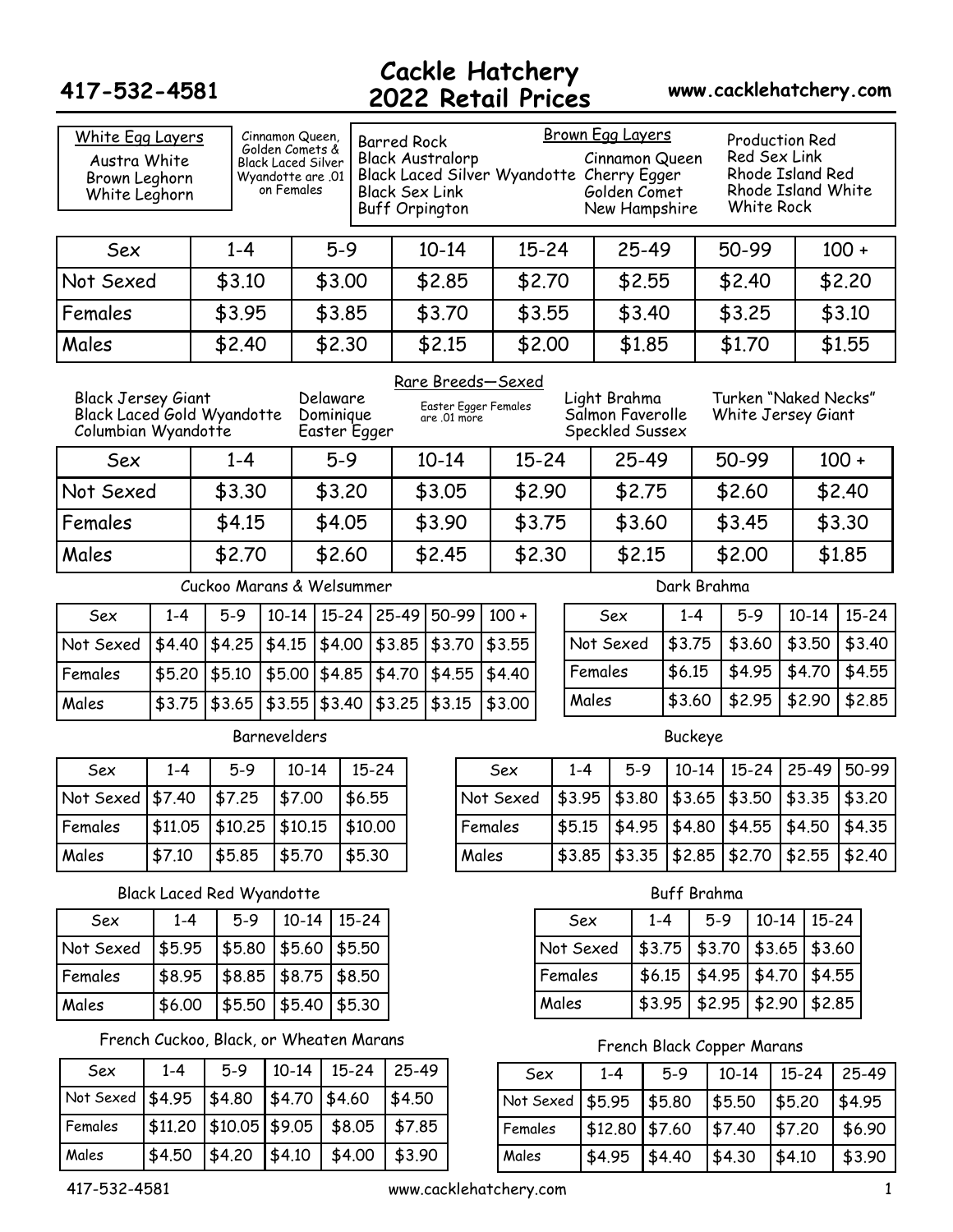# Cackle Hatchery 2022 Retail Prices

417-532-4581 www.cacklehatchery.com

**White Egg Layers**

- Austra White
- Brown Leghorn
- White Leghorn

Cinnamon Queen, Golden Comets & Black Laced Silver Wyandotte are .01 on Females

**Brown Egg Layers**

- Barred Rock
- Black Australorp
- Black Laced Silver Wyandotte
- Black Sex Link
- Buff Orpington
- Cinnamon Queen
- Cherry Egger
- Golden Comet
- New Hampshire
- Production Red
- Red Sex Link
- Rhode Island Red
- Rhode Island White
- White Rock

| Sex | 1-4 | 5-9 | 10-14 | 15-24 | 25-49 | 50-99 | 100 + |
|---|---|---|---|---|---|---|---|
| Not Sexed | $3.10 | $3.00 | $2.85 | $2.70 | $2.55 | $2.40 | $2.20 |
| Females | $3.95 | $3.85 | $3.70 | $3.55 | $3.40 | $3.25 | $3.10 |
| Males | $2.40 | $2.30 | $2.15 | $2.00 | $1.85 | $1.70 | $1.55 |

**Rare Breeds—Sexed**

- Black Jersey Giant
- Black Laced Gold Wyandotte
- Columbian Wyandotte
- Delaware
- Dominique
- Easter Egger
- Light Brahma
- Salmon Faverolle
- Speckled Sussex
- Turken "Naked Necks"
- White Jersey Giant

Easter Egger Females are .01 more

| Sex | 1-4 | 5-9 | 10-14 | 15-24 | 25-49 | 50-99 | 100 + |
|---|---|---|---|---|---|---|---|
| Not Sexed | $3.30 | $3.20 | $3.05 | $2.90 | $2.75 | $2.60 | $2.40 |
| Females | $4.15 | $4.05 | $3.90 | $3.75 | $3.60 | $3.45 | $3.30 |
| Males | $2.70 | $2.60 | $2.45 | $2.30 | $2.15 | $2.00 | $1.85 |

**Cuckoo Marans & Welsummer**

| Sex | 1-4 | 5-9 | 10-14 | 15-24 | 25-49 | 50-99 | 100 + |
|---|---|---|---|---|---|---|---|
| Not Sexed | $4.40 | $4.25 | $4.15 | $4.00 | $3.85 | $3.70 | $3.55 |
| Females | $5.20 | $5.10 | $5.00 | $4.85 | $4.70 | $4.55 | $4.40 |
| Males | $3.75 | $3.65 | $3.55 | $3.40 | $3.25 | $3.15 | $3.00 |

**Dark Brahma**

| Sex | 1-4 | 5-9 | 10-14 | 15-24 |
|---|---|---|---|---|
| Not Sexed | $3.75 | $3.60 | $3.50 | $3.40 |
| Females | $6.15 | $4.95 | $4.70 | $4.55 |
| Males | $3.60 | $2.95 | $2.90 | $2.85 |

**Barnevelders**

| Sex | 1-4 | 5-9 | 10-14 | 15-24 |
|---|---|---|---|---|
| Not Sexed | $7.40 | $7.25 | $7.00 | $6.55 |
| Females | $11.05 | $10.25 | $10.15 | $10.00 |
| Males | $7.10 | $5.85 | $5.70 | $5.30 |

**Buckeye**

| Sex | 1-4 | 5-9 | 10-14 | 15-24 | 25-49 | 50-99 |
|---|---|---|---|---|---|---|
| Not Sexed | $3.95 | $3.80 | $3.65 | $3.50 | $3.35 | $3.20 |
| Females | $5.15 | $4.95 | $4.80 | $4.55 | $4.50 | $4.35 |
| Males | $3.85 | $3.35 | $2.85 | $2.70 | $2.55 | $2.40 |

**Black Laced Red Wyandotte**

| Sex | 1-4 | 5-9 | 10-14 | 15-24 |
|---|---|---|---|---|
| Not Sexed | $5.95 | $5.80 | $5.60 | $5.50 |
| Females | $8.95 | $8.85 | $8.75 | $8.50 |
| Males | $6.00 | $5.50 | $5.40 | $5.30 |

**Buff Brahma**

| Sex | 1-4 | 5-9 | 10-14 | 15-24 |
|---|---|---|---|---|
| Not Sexed | $3.75 | $3.70 | $3.65 | $3.60 |
| Females | $6.15 | $4.95 | $4.70 | $4.55 |
| Males | $3.95 | $2.95 | $2.90 | $2.85 |

**French Cuckoo, Black, or Wheaten Marans**

| Sex | 1-4 | 5-9 | 10-14 | 15-24 | 25-49 |
|---|---|---|---|---|---|
| Not Sexed | $4.95 | $4.80 | $4.70 | $4.60 | $4.50 |
| Females | $11.20 | $10.05 | $9.05 | $8.05 | $7.85 |
| Males | $4.50 | $4.20 | $4.10 | $4.00 | $3.90 |

**French Black Copper Marans**

| Sex | 1-4 | 5-9 | 10-14 | 15-24 | 25-49 |
|---|---|---|---|---|---|
| Not Sexed | $5.95 | $5.80 | $5.50 | $5.20 | $4.95 |
| Females | $12.80 | $7.60 | $7.40 | $7.20 | $6.90 |
| Males | $4.95 | $4.40 | $4.30 | $4.10 | $3.90 |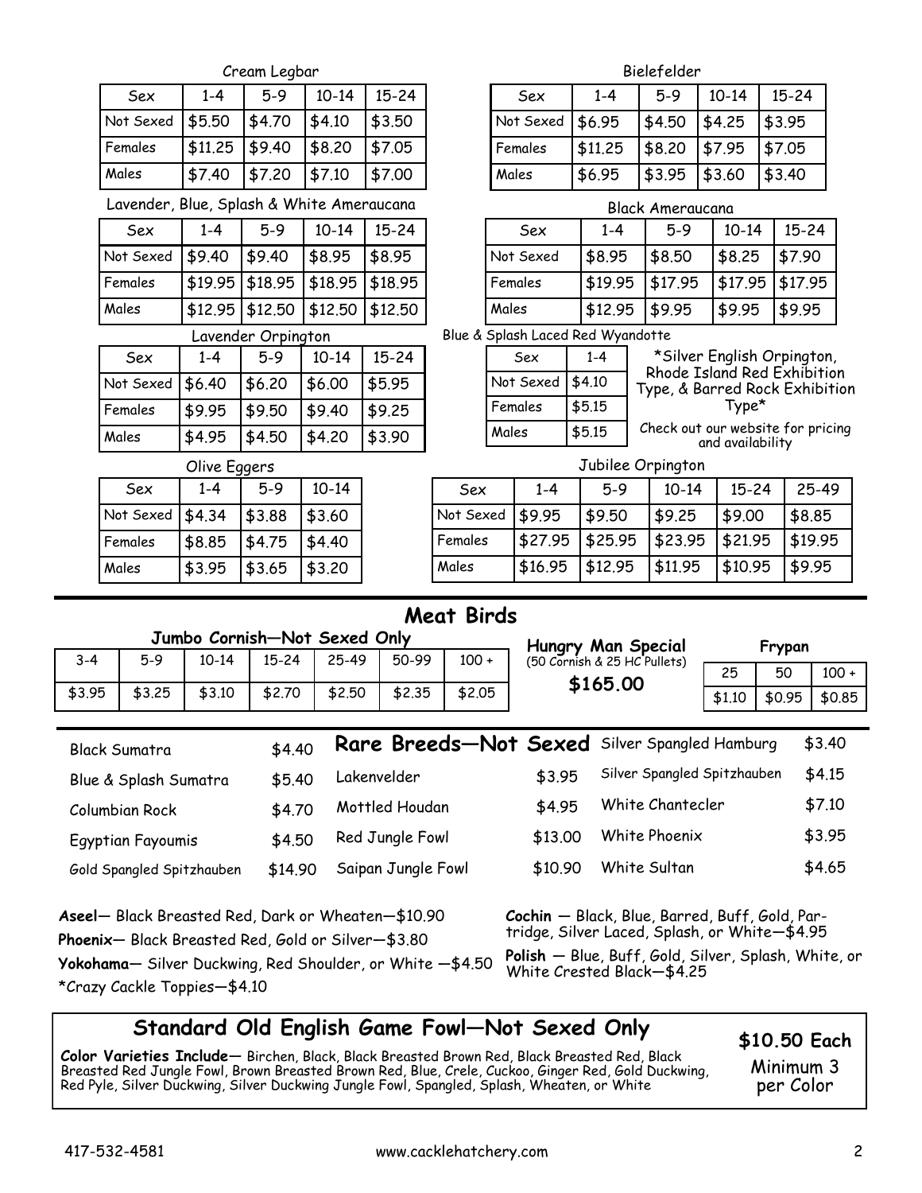### Cream Legbar

| Sex | 1-4 | 5-9 | 10-14 | 15-24 |
|---|---|---|---|---|
| Not Sexed | $5.50 | $4.70 | $4.10 | $3.50 |
| Females | $11.25 | $9.40 | $8.20 | $7.05 |
| Males | $7.40 | $7.20 | $7.10 | $7.00 |

### Lavender, Blue, Splash & White Ameraucana

| Sex | 1-4 | 5-9 | 10-14 | 15-24 |
|---|---|---|---|---|
| Not Sexed | $9.40 | $9.40 | $8.95 | $8.95 |
| Females | $19.95 | $18.95 | $18.95 | $18.95 |
| Males | $12.95 | $12.50 | $12.50 | $12.50 |

### Lavender Orpington

| Sex | 1-4 | 5-9 | 10-14 | 15-24 |
|---|---|---|---|---|
| Not Sexed | $6.40 | $6.20 | $6.00 | $5.95 |
| Females | $9.95 | $9.50 | $9.40 | $9.25 |
| Males | $4.95 | $4.50 | $4.20 | $3.90 |

### Olive Eggers

| Sex | 1-4 | 5-9 | 10-14 |
|---|---|---|---|
| Not Sexed | $4.34 | $3.88 | $3.60 |
| Females | $8.85 | $4.75 | $4.40 |
| Males | $3.95 | $3.65 | $3.20 |

### Bielefelder

| Sex | 1-4 | 5-9 | 10-14 | 15-24 |
|---|---|---|---|---|
| Not Sexed | $6.95 | $4.50 | $4.25 | $3.95 |
| Females | $11.25 | $8.20 | $7.95 | $7.05 |
| Males | $6.95 | $3.95 | $3.60 | $3.40 |

### Black Ameraucana

| Sex | 1-4 | 5-9 | 10-14 | 15-24 |
|---|---|---|---|---|
| Not Sexed | $8.95 | $8.50 | $8.25 | $7.90 |
| Females | $19.95 | $17.95 | $17.95 | $17.95 |
| Males | $12.95 | $9.95 | $9.95 | $9.95 |

### Blue & Splash Laced Red Wyandotte

| Sex | 1-4 |
|---|---|
| Not Sexed | $4.10 |
| Females | $5.15 |
| Males | $5.15 |

*Silver English Orpington, Rhode Island Red Exhibition Type, & Barred Rock Exhibition Type*

Check out our website for pricing and availability

### Jubilee Orpington

| Sex | 1-4 | 5-9 | 10-14 | 15-24 | 25-49 |
|---|---|---|---|---|---|
| Not Sexed | $9.95 | $9.50 | $9.25 | $9.00 | $8.85 |
| Females | $27.95 | $25.95 | $23.95 | $21.95 | $19.95 |
| Males | $16.95 | $12.95 | $11.95 | $10.95 | $9.95 |

## Meat Birds

### Jumbo Cornish—Not Sexed Only

| 3-4 | 5-9 | 10-14 | 15-24 | 25-49 | 50-99 | 100 + |
|---|---|---|---|---|---|---|
| $3.95 | $3.25 | $3.10 | $2.70 | $2.50 | $2.35 | $2.05 |

### Hungry Man Special
(50 Cornish & 25 HC Pullets)

**$165.00**

### Frypan

| 25 | 50 | 100 + |
|---|---|---|
| $1.10 | $0.95 | $0.85 |

## Rare Breeds—Not Sexed

| Breed | Price |
|---|---|
| Black Sumatra | $4.40 |
| Blue & Splash Sumatra | $5.40 |
| Columbian Rock | $4.70 |
| Egyptian Fayoumis | $4.50 |
| Gold Spangled Spitzhauben | $14.90 |
| Lakenvelder | $3.95 |
| Mottled Houdan | $4.95 |
| Red Jungle Fowl | $13.00 |
| Saipan Jungle Fowl | $10.90 |
| Silver Spangled Hamburg | $3.40 |
| Silver Spangled Spitzhauben | $4.15 |
| White Chantecler | $7.10 |
| White Phoenix | $3.95 |
| White Sultan | $4.65 |

**Aseel**— Black Breasted Red, Dark or Wheaten—$10.90

**Phoenix**— Black Breasted Red, Gold or Silver—$3.80

**Yokohama**— Silver Duckwing, Red Shoulder, or White —$4.50

*Crazy Cackle Toppies—$4.10

**Cochin** — Black, Blue, Barred, Buff, Gold, Partridge, Silver Laced, Splash, or White—$4.95

**Polish** — Blue, Buff, Gold, Silver, Splash, White, or White Crested Black—$4.25

## Standard Old English Game Fowl—Not Sexed Only

**Color Varieties Include**— Birchen, Black, Black Breasted Brown Red, Black Breasted Red, Black Breasted Red Jungle Fowl, Brown Breasted Brown Red, Blue, Crele, Cuckoo, Ginger Red, Gold Duckwing, Red Pyle, Silver Duckwing, Silver Duckwing Jungle Fowl, Spangled, Splash, Wheaten, or White

**$10.50 Each**

Minimum 3 per Color

417-532-4581 www.cacklehatchery.com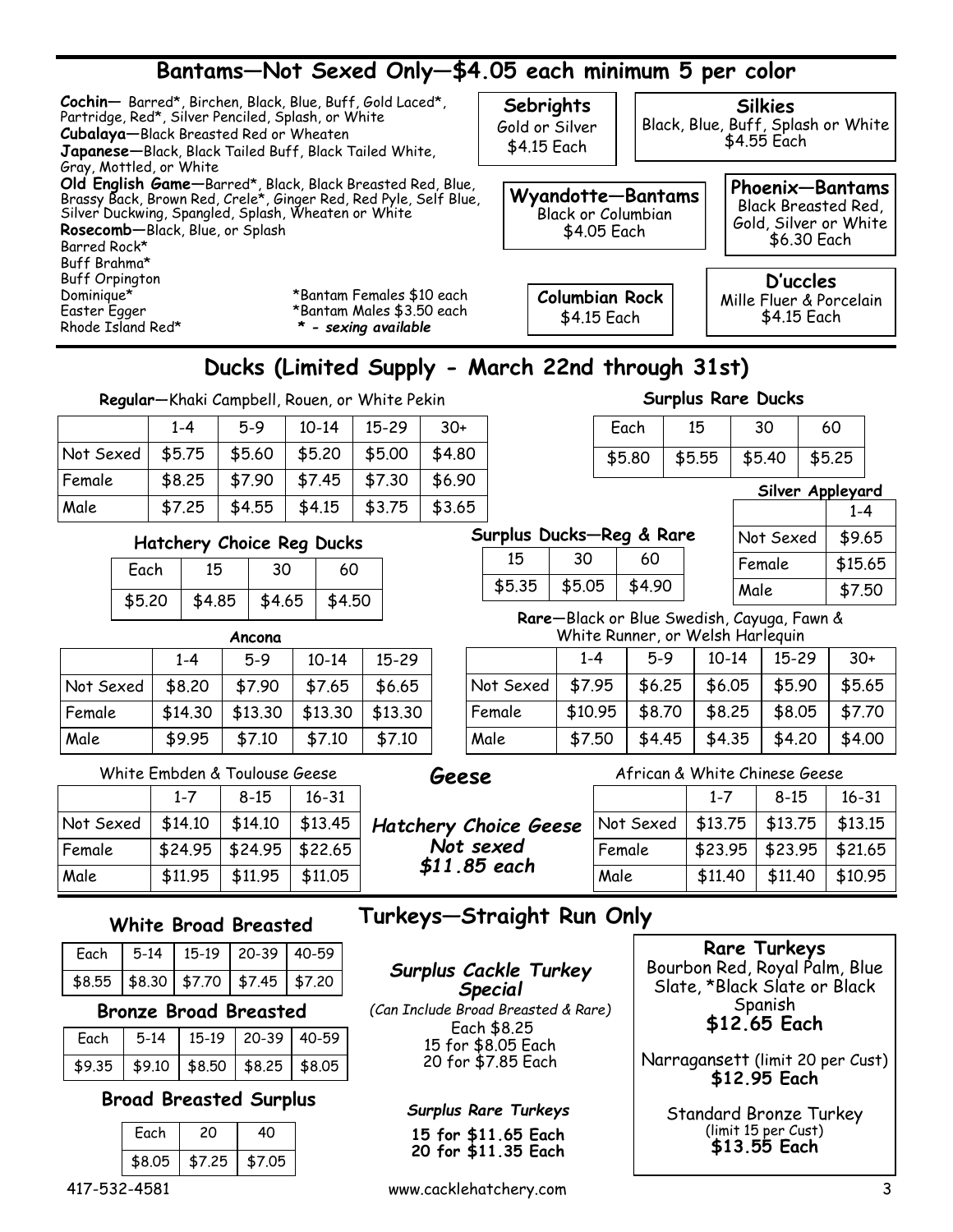## Bantams—Not Sexed Only—$4.05 each minimum 5 per color

**Cochin**— Barred*, Birchen, Black, Blue, Buff, Gold Laced*, Partridge, Red*, Silver Penciled, Splash, or White
**Cubalaya**—Black Breasted Red or Wheaten
**Japanese**—Black, Black Tailed Buff, Black Tailed White, Gray, Mottled, or White
**Old English Game**—Barred*, Black, Black Breasted Red, Blue, Brassy Back, Brown Red, Crele*, Ginger Red, Red Pyle, Self Blue, Silver Duckwing, Spangled, Splash, Wheaten or White
**Rosecomb**—Black, Blue, or Splash
Barred Rock*
Buff Brahma*
Buff Orpington
Dominique*
Easter Egger
Rhode Island Red*

*Bantam Females $10 each
*Bantam Males $3.50 each
*** - sexing available***

**Sebrights**
Gold or Silver
$4.15 Each

**Silkies**
Black, Blue, Buff, Splash or White
$4.55 Each

**Wyandotte—Bantams**
Black or Columbian
$4.05 Each

**Phoenix—Bantams**
Black Breasted Red, Gold, Silver or White
$6.30 Each

**Columbian Rock**
$4.15 Each

**D'uccles**
Mille Fluer & Porcelain
$4.15 Each

## Ducks (Limited Supply - March 22nd through 31st)

**Regular**—Khaki Campbell, Rouen, or White Pekin

| | 1-4 | 5-9 | 10-14 | 15-29 | 30+ |
|---|---|---|---|---|---|
| Not Sexed | $5.75 | $5.60 | $5.20 | $5.00 | $4.80 |
| Female | $8.25 | $7.90 | $7.45 | $7.30 | $6.90 |
| Male | $7.25 | $4.55 | $4.15 | $3.75 | $3.65 |

**Surplus Rare Ducks**

| Each | 15 | 30 | 60 |
|---|---|---|---|
| $5.80 | $5.55 | $5.40 | $5.25 |

**Silver Appleyard**

| | 1-4 |
|---|---|
| Not Sexed | $9.65 |
| Female | $15.65 |
| Male | $7.50 |

**Hatchery Choice Reg Ducks**

| Each | 15 | 30 | 60 |
|---|---|---|---|
| $5.20 | $4.85 | $4.65 | $4.50 |

**Surplus Ducks—Reg & Rare**

| 15 | 30 | 60 |
|---|---|---|
| $5.35 | $5.05 | $4.90 |

**Ancona**

| | 1-4 | 5-9 | 10-14 | 15-29 |
|---|---|---|---|---|
| Not Sexed | $8.20 | $7.90 | $7.65 | $6.65 |
| Female | $14.30 | $13.30 | $13.30 | $13.30 |
| Male | $9.95 | $7.10 | $7.10 | $7.10 |

**Rare**—Black or Blue Swedish, Cayuga, Fawn & White Runner, or Welsh Harlequin

| | 1-4 | 5-9 | 10-14 | 15-29 | 30+ |
|---|---|---|---|---|---|
| Not Sexed | $7.95 | $6.25 | $6.05 | $5.90 | $5.65 |
| Female | $10.95 | $8.70 | $8.25 | $8.05 | $7.70 |
| Male | $7.50 | $4.45 | $4.35 | $4.20 | $4.00 |

## Geese

White Embden & Toulouse Geese

| | 1-7 | 8-15 | 16-31 |
|---|---|---|---|
| Not Sexed | $14.10 | $14.10 | $13.45 |
| Female | $24.95 | $24.95 | $22.65 |
| Male | $11.95 | $11.95 | $11.05 |

***Hatchery Choice Geese Not sexed $11.85 each***

African & White Chinese Geese

| | 1-7 | 8-15 | 16-31 |
|---|---|---|---|
| Not Sexed | $13.75 | $13.75 | $13.15 |
| Female | $23.95 | $23.95 | $21.65 |
| Male | $11.40 | $11.40 | $10.95 |

## Turkeys—Straight Run Only

**White Broad Breasted**

| Each | 5-14 | 15-19 | 20-39 | 40-59 |
|---|---|---|---|---|
| $8.55 | $8.30 | $7.70 | $7.45 | $7.20 |

**Bronze Broad Breasted**

| Each | 5-14 | 15-19 | 20-39 | 40-59 |
|---|---|---|---|---|
| $9.35 | $9.10 | $8.50 | $8.25 | $8.05 |

**Broad Breasted Surplus**

| Each | 20 | 40 |
|---|---|---|
| $8.05 | $7.25 | $7.05 |

***Surplus Cackle Turkey Special***
*(Can Include Broad Breasted & Rare)*
Each $8.25
15 for $8.05 Each
20 for $7.85 Each

***Surplus Rare Turkeys***
**15 for $11.65 Each**
**20 for $11.35 Each**

**Rare Turkeys**
Bourbon Red, Royal Palm, Blue Slate, *Black Slate or Black Spanish
**$12.65 Each**

Narragansett (limit 20 per Cust)
**$12.95 Each**

Standard Bronze Turkey
(limit 15 per Cust)
**$13.55 Each**

417-532-4581 www.cacklehatchery.com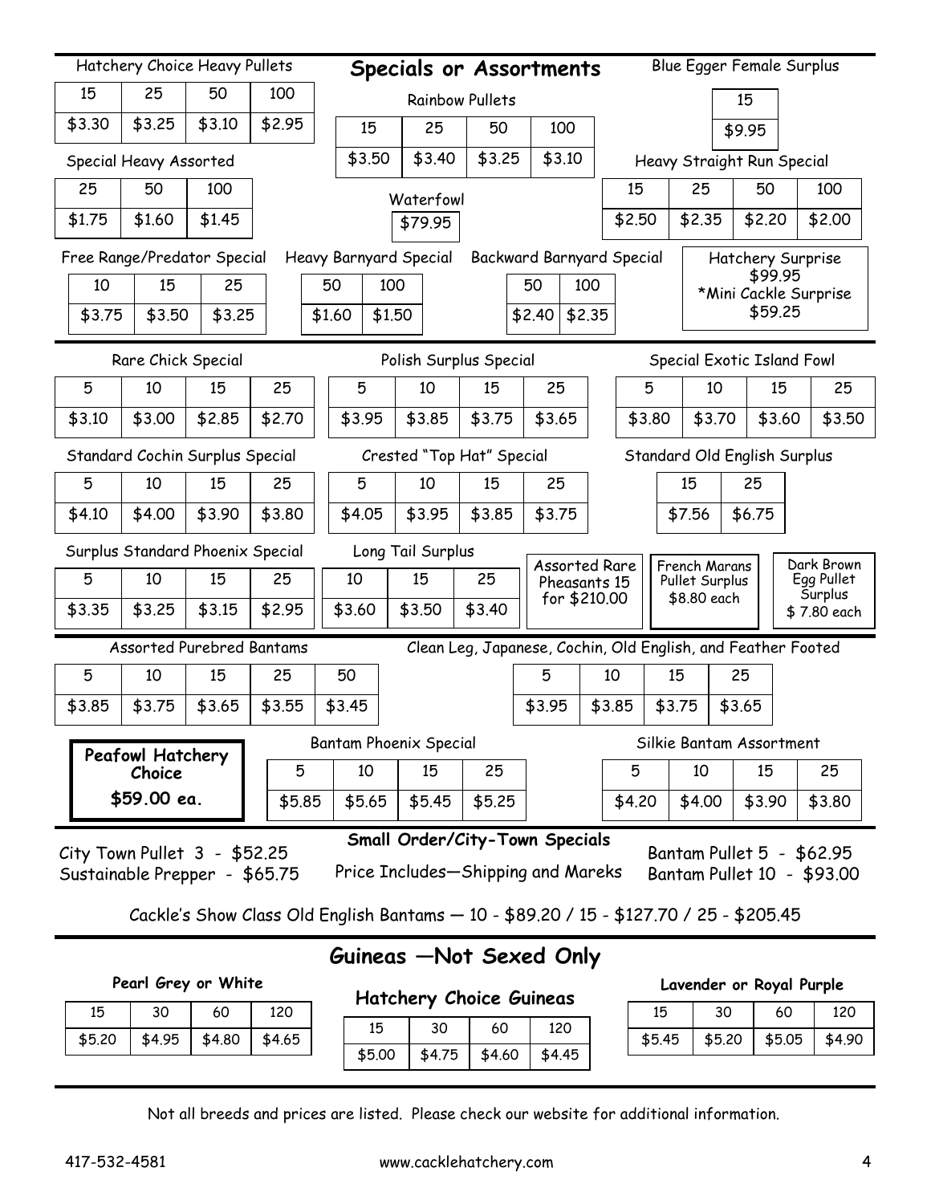## Specials or Assortments

Hatchery Choice Heavy Pullets

| 15 | 25 | 50 | 100 |
|---|---|---|---|
| $3.30 | $3.25 | $3.10 | $2.95 |

Rainbow Pullets

| 15 | 25 | 50 | 100 |
|---|---|---|---|
| $3.50 | $3.40 | $3.25 | $3.10 |

Blue Egger Female Surplus

| 15 |
|---|
| $9.95 |

Special Heavy Assorted

| 25 | 50 | 100 |
|---|---|---|
| $1.75 | $1.60 | $1.45 |

Waterfowl

$79.95

Heavy Straight Run Special

| 15 | 25 | 50 | 100 |
|---|---|---|---|
| $2.50 | $2.35 | $2.20 | $2.00 |

Free Range/Predator Special

| 10 | 15 | 25 |
|---|---|---|
| $3.75 | $3.50 | $3.25 |

Heavy Barnyard Special

| 50 | 100 |
|---|---|
| $1.60 | $1.50 |

Backward Barnyard Special

| 50 | 100 |
|---|---|
| $2.40 | $2.35 |

Hatchery Surprise $99.95
*Mini Cackle Surprise $59.25

Rare Chick Special

| 5 | 10 | 15 | 25 |
|---|---|---|---|
| $3.10 | $3.00 | $2.85 | $2.70 |

Polish Surplus Special

| 5 | 10 | 15 | 25 |
|---|---|---|---|
| $3.95 | $3.85 | $3.75 | $3.65 |

Special Exotic Island Fowl

| 5 | 10 | 15 | 25 |
|---|---|---|---|
| $3.80 | $3.70 | $3.60 | $3.50 |

Standard Cochin Surplus Special

| 5 | 10 | 15 | 25 |
|---|---|---|---|
| $4.10 | $4.00 | $3.90 | $3.80 |

Crested "Top Hat" Special

| 5 | 10 | 15 | 25 |
|---|---|---|---|
| $4.05 | $3.95 | $3.85 | $3.75 |

Standard Old English Surplus

| 15 | 25 |
|---|---|
| $7.56 | $6.75 |

Surplus Standard Phoenix Special

| 5 | 10 | 15 | 25 |
|---|---|---|---|
| $3.35 | $3.25 | $3.15 | $2.95 |

Long Tail Surplus

| 10 | 15 | 25 |
|---|---|---|
| $3.60 | $3.50 | $3.40 |

Assorted Rare Pheasants 15 for $210.00

French Marans Pullet Surplus $8.80 each

Dark Brown Egg Pullet Surplus $ 7.80 each

Assorted Purebred Bantams

| 5 | 10 | 15 | 25 | 50 |
|---|---|---|---|---|
| $3.85 | $3.75 | $3.65 | $3.55 | $3.45 |

Clean Leg, Japanese, Cochin, Old English, and Feather Footed

| 5 | 10 | 15 | 25 |
|---|---|---|---|
| $3.95 | $3.85 | $3.75 | $3.65 |

**Peafowl Hatchery Choice**
**$59.00 ea.**

Bantam Phoenix Special

| 5 | 10 | 15 | 25 |
|---|---|---|---|
| $5.85 | $5.65 | $5.45 | $5.25 |

Silkie Bantam Assortment

| 5 | 10 | 15 | 25 |
|---|---|---|---|
| $4.20 | $4.00 | $3.90 | $3.80 |

**Small Order/City-Town Specials**

Price Includes—Shipping and Mareks

City Town Pullet 3 - $52.25
Sustainable Prepper - $65.75

Bantam Pullet 5 - $62.95
Bantam Pullet 10 - $93.00

Cackle's Show Class Old English Bantams — 10 - $89.20 / 15 - $127.70 / 25 - $205.45

## Guineas —Not Sexed Only

**Pearl Grey or White**

| 15 | 30 | 60 | 120 |
|---|---|---|---|
| $5.20 | $4.95 | $4.80 | $4.65 |

**Hatchery Choice Guineas**

| 15 | 30 | 60 | 120 |
|---|---|---|---|
| $5.00 | $4.75 | $4.60 | $4.45 |

**Lavender or Royal Purple**

| 15 | 30 | 60 | 120 |
|---|---|---|---|
| $5.45 | $5.20 | $5.05 | $4.90 |

Not all breeds and prices are listed. Please check our website for additional information.

417-532-4581 www.cacklehatchery.com